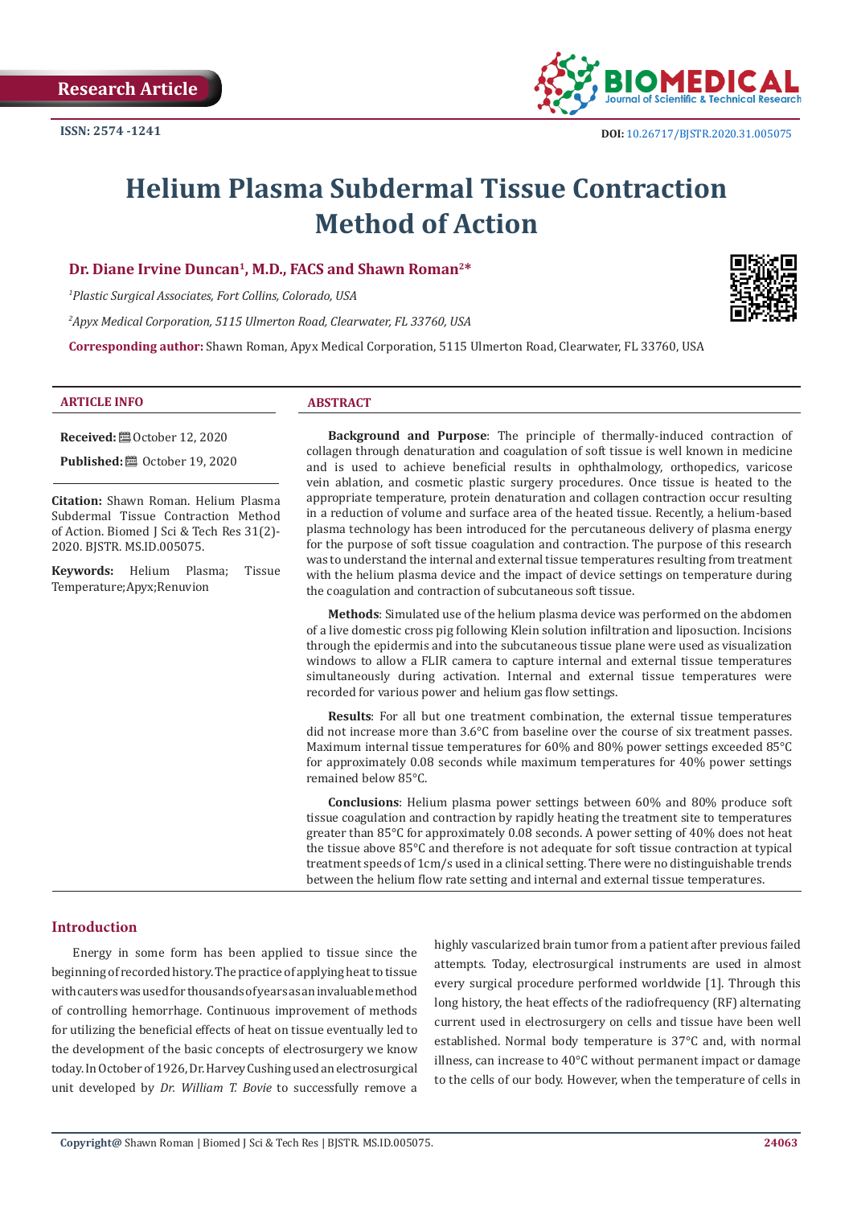Research Article

ISSN: 2574 -1241

DOI: 10.26717/BJSTR.2020.31.005075

# Helium Plasma Subdermal Tissue Contraction Method of Action

**Dr. Diane Irvine Duncan[1], M.D., FACS and Shawn Roman[2]***

[1]*Plastic Surgical Associates, Fort Collins, Colorado, USA*

[2]*Apyx Medical Corporation, 5115 Ulmerton Road, Clearwater, FL 33760, USA*

**Corresponding author:** Shawn Roman, Apyx Medical Corporation, 5115 Ulmerton Road, Clearwater, FL 33760, USA

## ARTICLE INFO

**Received:** October 12, 2020

**Published:** October 19, 2020

**Citation:** Shawn Roman. Helium Plasma Subdermal Tissue Contraction Method of Action. Biomed J Sci & Tech Res 31(2)-2020. BJSTR. MS.ID.005075.

**Keywords:** Helium Plasma; Tissue Temperature; Apyx; Renuvion

## ABSTRACT

**Background and Purpose**: The principle of thermally-induced contraction of collagen through denaturation and coagulation of soft tissue is well known in medicine and is used to achieve beneficial results in ophthalmology, orthopedics, varicose vein ablation, and cosmetic plastic surgery procedures. Once tissue is heated to the appropriate temperature, protein denaturation and collagen contraction occur resulting in a reduction of volume and surface area of the heated tissue. Recently, a helium-based plasma technology has been introduced for the percutaneous delivery of plasma energy for the purpose of soft tissue coagulation and contraction. The purpose of this research was to understand the internal and external tissue temperatures resulting from treatment with the helium plasma device and the impact of device settings on temperature during the coagulation and contraction of subcutaneous soft tissue.

**Methods**: Simulated use of the helium plasma device was performed on the abdomen of a live domestic cross pig following Klein solution infiltration and liposuction. Incisions through the epidermis and into the subcutaneous tissue plane were used as visualization windows to allow a FLIR camera to capture internal and external tissue temperatures simultaneously during activation. Internal and external tissue temperatures were recorded for various power and helium gas flow settings.

**Results**: For all but one treatment combination, the external tissue temperatures did not increase more than 3.6°C from baseline over the course of six treatment passes. Maximum internal tissue temperatures for 60% and 80% power settings exceeded 85°C for approximately 0.08 seconds while maximum temperatures for 40% power settings remained below 85°C.

**Conclusions**: Helium plasma power settings between 60% and 80% produce soft tissue coagulation and contraction by rapidly heating the treatment site to temperatures greater than 85°C for approximately 0.08 seconds. A power setting of 40% does not heat the tissue above 85°C and therefore is not adequate for soft tissue contraction at typical treatment speeds of 1cm/s used in a clinical setting. There were no distinguishable trends between the helium flow rate setting and internal and external tissue temperatures.

## Introduction

Energy in some form has been applied to tissue since the beginning of recorded history. The practice of applying heat to tissue with cauters was used for thousands of years as an invaluable method of controlling hemorrhage. Continuous improvement of methods for utilizing the beneficial effects of heat on tissue eventually led to the development of the basic concepts of electrosurgery we know today. In October of 1926, Dr. Harvey Cushing used an electrosurgical unit developed by *Dr. William T. Bovie* to successfully remove a highly vascularized brain tumor from a patient after previous failed attempts. Today, electrosurgical instruments are used in almost every surgical procedure performed worldwide [1]. Through this long history, the heat effects of the radiofrequency (RF) alternating current used in electrosurgery on cells and tissue have been well established. Normal body temperature is 37°C and, with normal illness, can increase to 40°C without permanent impact or damage to the cells of our body. However, when the temperature of cells in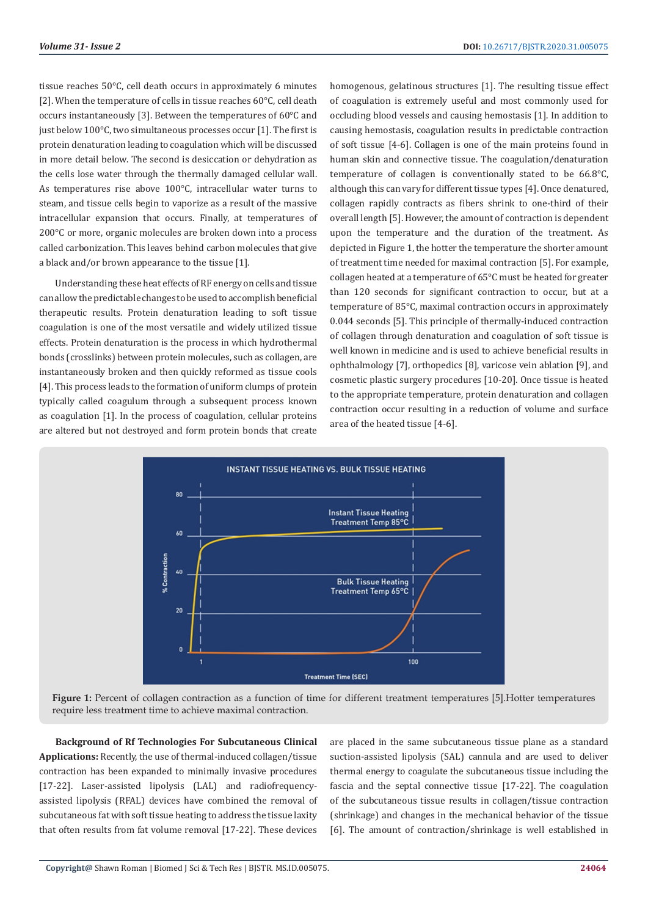tissue reaches 50°C, cell death occurs in approximately 6 minutes [2]. When the temperature of cells in tissue reaches 60°C, cell death occurs instantaneously [3]. Between the temperatures of 60°C and just below 100°C, two simultaneous processes occur [1]. The first is protein denaturation leading to coagulation which will be discussed in more detail below. The second is desiccation or dehydration as the cells lose water through the thermally damaged cellular wall. As temperatures rise above 100°C, intracellular water turns to steam, and tissue cells begin to vaporize as a result of the massive intracellular expansion that occurs. Finally, at temperatures of 200°C or more, organic molecules are broken down into a process called carbonization. This leaves behind carbon molecules that give a black and/or brown appearance to the tissue [1].

Understanding these heat effects of RF energy on cells and tissue can allow the predictable changes to be used to accomplish beneficial therapeutic results. Protein denaturation leading to soft tissue coagulation is one of the most versatile and widely utilized tissue effects. Protein denaturation is the process in which hydrothermal bonds (crosslinks) between protein molecules, such as collagen, are instantaneously broken and then quickly reformed as tissue cools [4]. This process leads to the formation of uniform clumps of protein typically called coagulum through a subsequent process known as coagulation [1]. In the process of coagulation, cellular proteins are altered but not destroyed and form protein bonds that create homogenous, gelatinous structures [1]. The resulting tissue effect of coagulation is extremely useful and most commonly used for occluding blood vessels and causing hemostasis [1]. In addition to causing hemostasis, coagulation results in predictable contraction of soft tissue [4-6]. Collagen is one of the main proteins found in human skin and connective tissue. The coagulation/denaturation temperature of collagen is conventionally stated to be 66.8°C, although this can vary for different tissue types [4]. Once denatured, collagen rapidly contracts as fibers shrink to one-third of their overall length [5]. However, the amount of contraction is dependent upon the temperature and the duration of the treatment. As depicted in Figure 1, the hotter the temperature the shorter amount of treatment time needed for maximal contraction [5]. For example, collagen heated at a temperature of 65°C must be heated for greater than 120 seconds for significant contraction to occur, but at a temperature of 85°C, maximal contraction occurs in approximately 0.044 seconds [5]. This principle of thermally-induced contraction of collagen through denaturation and coagulation of soft tissue is well known in medicine and is used to achieve beneficial results in ophthalmology [7], orthopedics [8], varicose vein ablation [9], and cosmetic plastic surgery procedures [10-20]. Once tissue is heated to the appropriate temperature, protein denaturation and collagen contraction occur resulting in a reduction of volume and surface area of the heated tissue [4-6].

**Figure 1:** Percent of collagen contraction as a function of time for different treatment temperatures [5].Hotter temperatures require less treatment time to achieve maximal contraction.

**Background of Rf Technologies For Subcutaneous Clinical Applications:** Recently, the use of thermal-induced collagen/tissue contraction has been expanded to minimally invasive procedures [17-22]. Laser-assisted lipolysis (LAL) and radiofrequency-assisted lipolysis (RFAL) devices have combined the removal of subcutaneous fat with soft tissue heating to address the tissue laxity that often results from fat volume removal [17-22]. These devices are placed in the same subcutaneous tissue plane as a standard suction-assisted lipolysis (SAL) cannula and are used to deliver thermal energy to coagulate the subcutaneous tissue including the fascia and the septal connective tissue [17-22]. The coagulation of the subcutaneous tissue results in collagen/tissue contraction (shrinkage) and changes in the mechanical behavior of the tissue [6]. The amount of contraction/shrinkage is well established in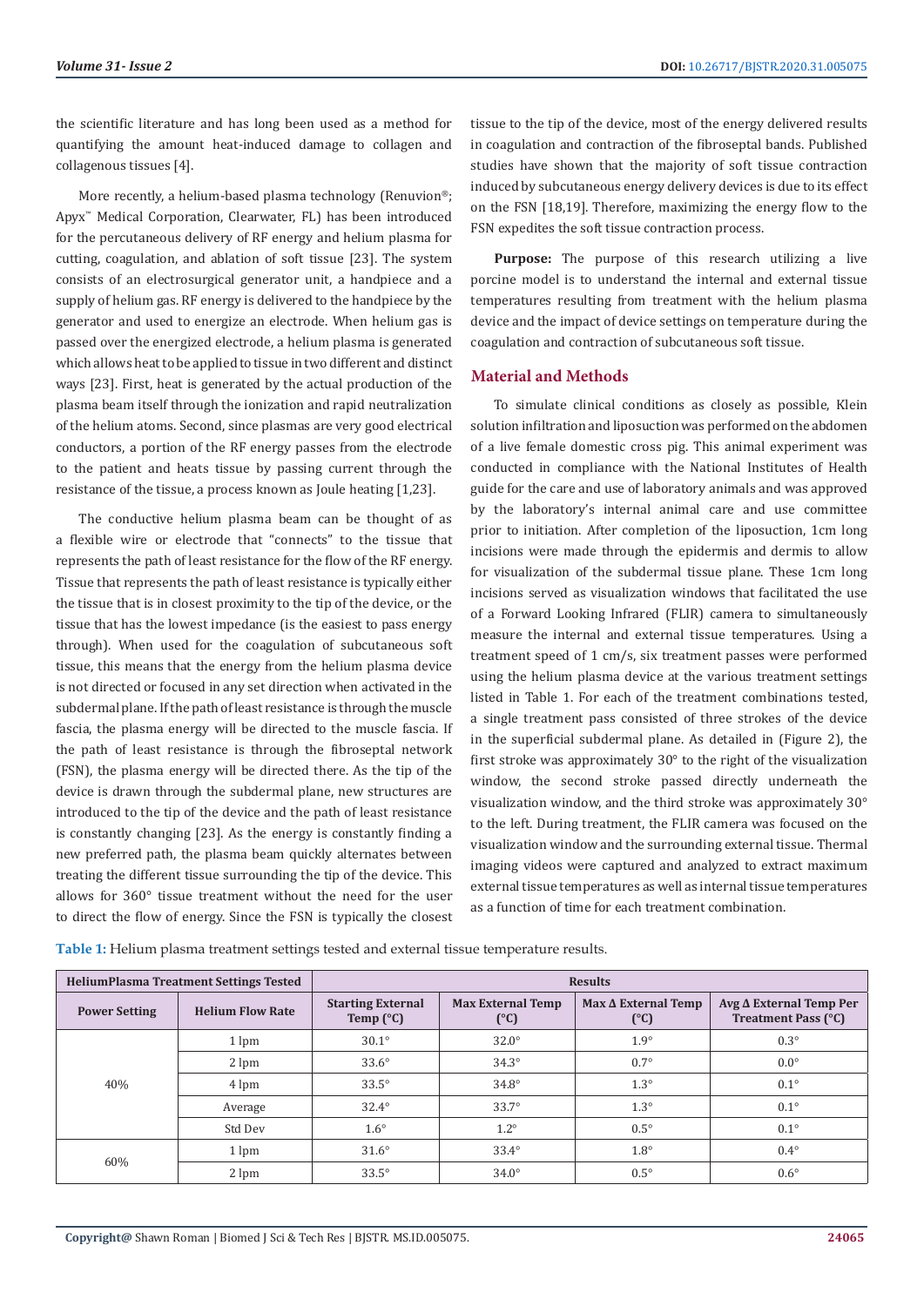the scientific literature and has long been used as a method for quantifying the amount heat-induced damage to collagen and collagenous tissues [4].

More recently, a helium-based plasma technology (Renuvion®; Apyx™ Medical Corporation, Clearwater, FL) has been introduced for the percutaneous delivery of RF energy and helium plasma for cutting, coagulation, and ablation of soft tissue [23]. The system consists of an electrosurgical generator unit, a handpiece and a supply of helium gas. RF energy is delivered to the handpiece by the generator and used to energize an electrode. When helium gas is passed over the energized electrode, a helium plasma is generated which allows heat to be applied to tissue in two different and distinct ways [23]. First, heat is generated by the actual production of the plasma beam itself through the ionization and rapid neutralization of the helium atoms. Second, since plasmas are very good electrical conductors, a portion of the RF energy passes from the electrode to the patient and heats tissue by passing current through the resistance of the tissue, a process known as Joule heating [1,23].

The conductive helium plasma beam can be thought of as a flexible wire or electrode that "connects" to the tissue that represents the path of least resistance for the flow of the RF energy. Tissue that represents the path of least resistance is typically either the tissue that is in closest proximity to the tip of the device, or the tissue that has the lowest impedance (is the easiest to pass energy through). When used for the coagulation of subcutaneous soft tissue, this means that the energy from the helium plasma device is not directed or focused in any set direction when activated in the subdermal plane. If the path of least resistance is through the muscle fascia, the plasma energy will be directed to the muscle fascia. If the path of least resistance is through the fibroseptal network (FSN), the plasma energy will be directed there. As the tip of the device is drawn through the subdermal plane, new structures are introduced to the tip of the device and the path of least resistance is constantly changing [23]. As the energy is constantly finding a new preferred path, the plasma beam quickly alternates between treating the different tissue surrounding the tip of the device. This allows for 360° tissue treatment without the need for the user to direct the flow of energy. Since the FSN is typically the closest tissue to the tip of the device, most of the energy delivered results in coagulation and contraction of the fibroseptal bands. Published studies have shown that the majority of soft tissue contraction induced by subcutaneous energy delivery devices is due to its effect on the FSN [18,19]. Therefore, maximizing the energy flow to the FSN expedites the soft tissue contraction process.

**Purpose:** The purpose of this research utilizing a live porcine model is to understand the internal and external tissue temperatures resulting from treatment with the helium plasma device and the impact of device settings on temperature during the coagulation and contraction of subcutaneous soft tissue.

## Material and Methods

To simulate clinical conditions as closely as possible, Klein solution infiltration and liposuction was performed on the abdomen of a live female domestic cross pig. This animal experiment was conducted in compliance with the National Institutes of Health guide for the care and use of laboratory animals and was approved by the laboratory's internal animal care and use committee prior to initiation. After completion of the liposuction, 1cm long incisions were made through the epidermis and dermis to allow for visualization of the subdermal tissue plane. These 1cm long incisions served as visualization windows that facilitated the use of a Forward Looking Infrared (FLIR) camera to simultaneously measure the internal and external tissue temperatures. Using a treatment speed of 1 cm/s, six treatment passes were performed using the helium plasma device at the various treatment settings listed in Table 1. For each of the treatment combinations tested, a single treatment pass consisted of three strokes of the device in the superficial subdermal plane. As detailed in (Figure 2), the first stroke was approximately 30° to the right of the visualization window, the second stroke passed directly underneath the visualization window, and the third stroke was approximately 30° to the left. During treatment, the FLIR camera was focused on the visualization window and the surrounding external tissue. Thermal imaging videos were captured and analyzed to extract maximum external tissue temperatures as well as internal tissue temperatures as a function of time for each treatment combination.

**Table 1:** Helium plasma treatment settings tested and external tissue temperature results.

| HeliumPlasma Treatment Settings Tested | | Results | | | |
|---|---|---|---|---|---|
| Power Setting | Helium Flow Rate | Starting External Temp (°C) | Max External Temp (°C) | Max Δ External Temp (°C) | Avg Δ External Temp Per Treatment Pass (°C) |
| 40% | 1 lpm | 30.1° | 32.0° | 1.9° | 0.3° |
| | 2 lpm | 33.6° | 34.3° | 0.7° | 0.0° |
| | 4 lpm | 33.5° | 34.8° | 1.3° | 0.1° |
| | Average | 32.4° | 33.7° | 1.3° | 0.1° |
| | Std Dev | 1.6° | 1.2° | 0.5° | 0.1° |
| 60% | 1 lpm | 31.6° | 33.4° | 1.8° | 0.4° |
| | 2 lpm | 33.5° | 34.0° | 0.5° | 0.6° |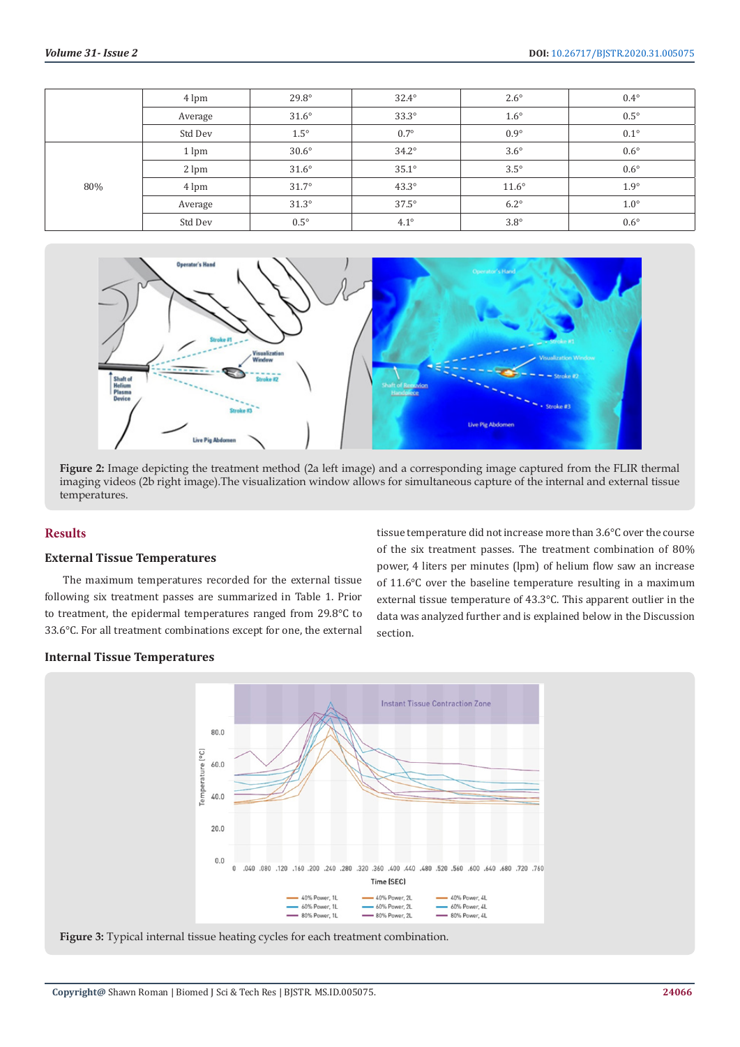|  | 4 lpm | 29.8° | 32.4° | 2.6° | 0.4° |
|---|---|---|---|---|---|
|  | Average | 31.6° | 33.3° | 1.6° | 0.5° |
|  | Std Dev | 1.5° | 0.7° | 0.9° | 0.1° |
| 80% | 1 lpm | 30.6° | 34.2° | 3.6° | 0.6° |
|  | 2 lpm | 31.6° | 35.1° | 3.5° | 0.6° |
|  | 4 lpm | 31.7° | 43.3° | 11.6° | 1.9° |
|  | Average | 31.3° | 37.5° | 6.2° | 1.0° |
|  | Std Dev | 0.5° | 4.1° | 3.8° | 0.6° |

**Figure 2:** Image depicting the treatment method (2a left image) and a corresponding image captured from the FLIR thermal imaging videos (2b right image).The visualization window allows for simultaneous capture of the internal and external tissue temperatures.

## Results

### External Tissue Temperatures

The maximum temperatures recorded for the external tissue following six treatment passes are summarized in Table 1. Prior to treatment, the epidermal temperatures ranged from 29.8°C to 33.6°C. For all treatment combinations except for one, the external tissue temperature did not increase more than 3.6°C over the course of the six treatment passes. The treatment combination of 80% power, 4 liters per minutes (lpm) of helium flow saw an increase of 11.6°C over the baseline temperature resulting in a maximum external tissue temperature of 43.3°C. This apparent outlier in the data was analyzed further and is explained below in the Discussion section.

### Internal Tissue Temperatures

**Figure 3:** Typical internal tissue heating cycles for each treatment combination.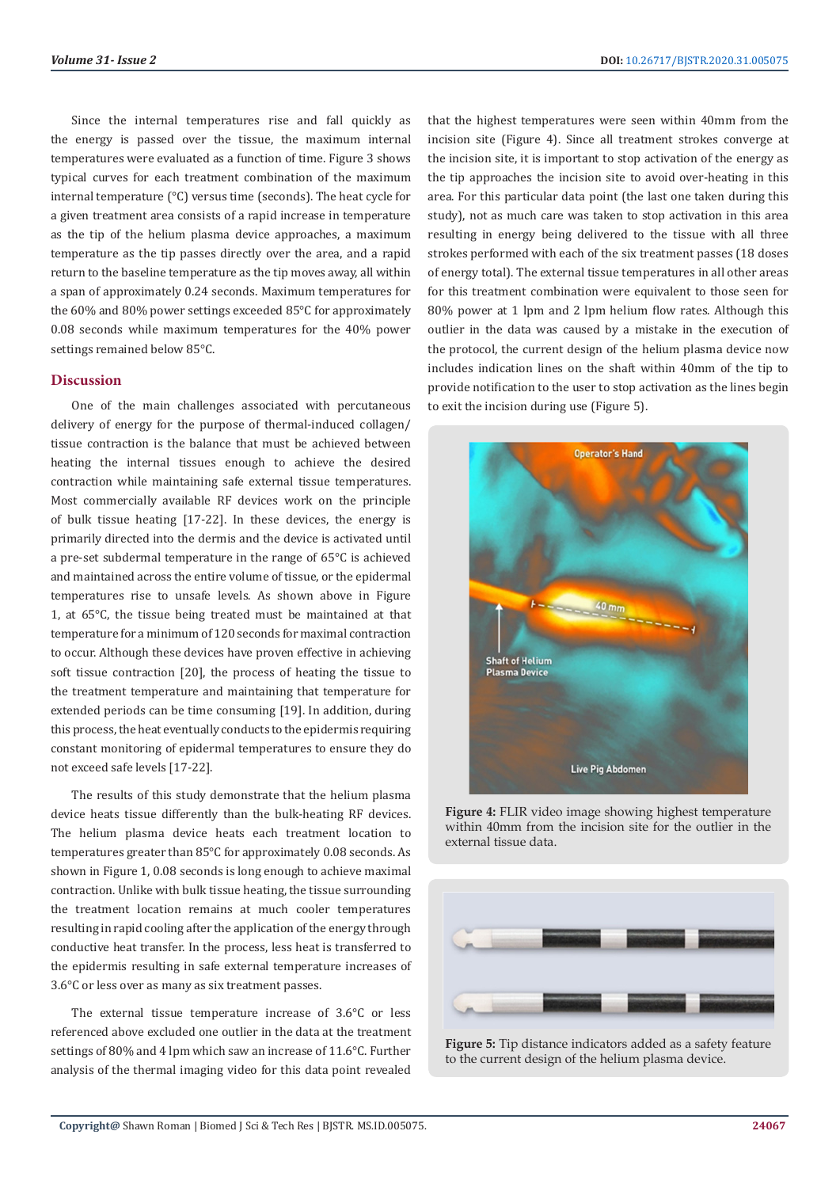Since the internal temperatures rise and fall quickly as the energy is passed over the tissue, the maximum internal temperatures were evaluated as a function of time. Figure 3 shows typical curves for each treatment combination of the maximum internal temperature (°C) versus time (seconds). The heat cycle for a given treatment area consists of a rapid increase in temperature as the tip of the helium plasma device approaches, a maximum temperature as the tip passes directly over the area, and a rapid return to the baseline temperature as the tip moves away, all within a span of approximately 0.24 seconds. Maximum temperatures for the 60% and 80% power settings exceeded 85°C for approximately 0.08 seconds while maximum temperatures for the 40% power settings remained below 85°C.

## Discussion

One of the main challenges associated with percutaneous delivery of energy for the purpose of thermal-induced collagen/tissue contraction is the balance that must be achieved between heating the internal tissues enough to achieve the desired contraction while maintaining safe external tissue temperatures. Most commercially available RF devices work on the principle of bulk tissue heating [17-22]. In these devices, the energy is primarily directed into the dermis and the device is activated until a pre-set subdermal temperature in the range of 65°C is achieved and maintained across the entire volume of tissue, or the epidermal temperatures rise to unsafe levels. As shown above in Figure 1, at 65°C, the tissue being treated must be maintained at that temperature for a minimum of 120 seconds for maximal contraction to occur. Although these devices have proven effective in achieving soft tissue contraction [20], the process of heating the tissue to the treatment temperature and maintaining that temperature for extended periods can be time consuming [19]. In addition, during this process, the heat eventually conducts to the epidermis requiring constant monitoring of epidermal temperatures to ensure they do not exceed safe levels [17-22].

The results of this study demonstrate that the helium plasma device heats tissue differently than the bulk-heating RF devices. The helium plasma device heats each treatment location to temperatures greater than 85°C for approximately 0.08 seconds. As shown in Figure 1, 0.08 seconds is long enough to achieve maximal contraction. Unlike with bulk tissue heating, the tissue surrounding the treatment location remains at much cooler temperatures resulting in rapid cooling after the application of the energy through conductive heat transfer. In the process, less heat is transferred to the epidermis resulting in safe external temperature increases of 3.6°C or less over as many as six treatment passes.

The external tissue temperature increase of 3.6°C or less referenced above excluded one outlier in the data at the treatment settings of 80% and 4 lpm which saw an increase of 11.6°C. Further analysis of the thermal imaging video for this data point revealed that the highest temperatures were seen within 40mm from the incision site (Figure 4). Since all treatment strokes converge at the incision site, it is important to stop activation of the energy as the tip approaches the incision site to avoid over-heating in this area. For this particular data point (the last one taken during this study), not as much care was taken to stop activation in this area resulting in energy being delivered to the tissue with all three strokes performed with each of the six treatment passes (18 doses of energy total). The external tissue temperatures in all other areas for this treatment combination were equivalent to those seen for 80% power at 1 lpm and 2 lpm helium flow rates. Although this outlier in the data was caused by a mistake in the execution of the protocol, the current design of the helium plasma device now includes indication lines on the shaft within 40mm of the tip to provide notification to the user to stop activation as the lines begin to exit the incision during use (Figure 5).

**Figure 4:** FLIR video image showing highest temperature within 40mm from the incision site for the outlier in the external tissue data.

**Figure 5:** Tip distance indicators added as a safety feature to the current design of the helium plasma device.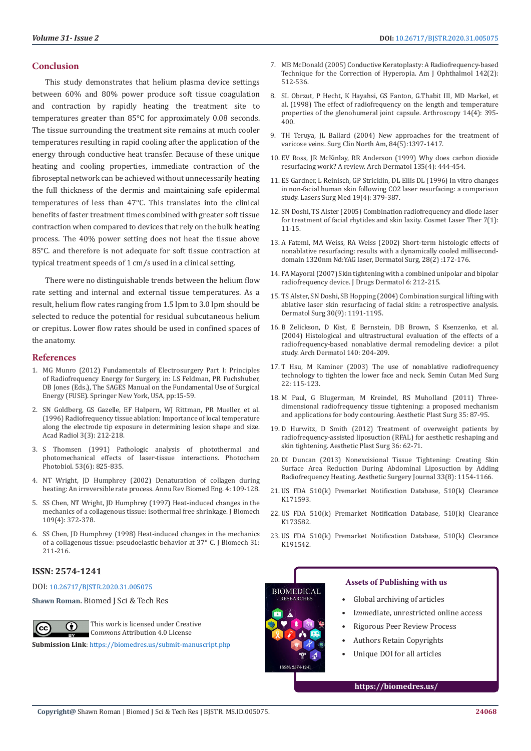## Conclusion

This study demonstrates that helium plasma device settings between 60% and 80% power produce soft tissue coagulation and contraction by rapidly heating the treatment site to temperatures greater than 85°C for approximately 0.08 seconds. The tissue surrounding the treatment site remains at much cooler temperatures resulting in rapid cooling after the application of the energy through conductive heat transfer. Because of these unique heating and cooling properties, immediate contraction of the fibroseptal network can be achieved without unnecessarily heating the full thickness of the dermis and maintaining safe epidermal temperatures of less than 47°C. This translates into the clinical benefits of faster treatment times combined with greater soft tissue contraction when compared to devices that rely on the bulk heating process. The 40% power setting does not heat the tissue above 85°C. and therefore is not adequate for soft tissue contraction at typical treatment speeds of 1 cm/s used in a clinical setting.

There were no distinguishable trends between the helium flow rate setting and internal and external tissue temperatures. As a result, helium flow rates ranging from 1.5 lpm to 3.0 lpm should be selected to reduce the potential for residual subcutaneous helium or crepitus. Lower flow rates should be used in confined spaces of the anatomy.

## References

1. MG Munro (2012) Fundamentals of Electrosurgery Part I: Principles of Radiofrequency Energy for Surgery, in: LS Feldman, PR Fuchshuber, DB Jones (Eds.), The SAGES Manual on the Fundamental Use of Surgical Energy (FUSE). Springer New York, USA, pp:15-59.
2. SN Goldberg, GS Gazelle, EF Halpern, WJ Rittman, PR Mueller, et al. (1996) Radiofrequency tissue ablation: Importance of local temperature along the electrode tip exposure in determining lesion shape and size. Acad Radiol 3(3): 212-218.
3. S Thomsen (1991) Pathologic analysis of photothermal and photomechanical effects of laser-tissue interactions. Photochem Photobiol. 53(6): 825-835.
4. NT Wright, JD Humphrey (2002) Denaturation of collagen during heating: An irreversible rate process. Annu Rev Biomed Eng. 4: 109-128.
5. SS Chen, NT Wright, JD Humphrey (1997) Heat-induced changes in the mechanics of a collagenous tissue: isothermal free shrinkage. J Biomech 109(4): 372-378.
6. SS Chen, JD Humphrey (1998) Heat-induced changes in the mechanics of a collagenous tissue: pseudoelastic behavior at 37° C. J Biomech 31: 211-216.
7. MB McDonald (2005) Conductive Keratoplasty: A Radiofrequency-based Technique for the Correction of Hyperopia. Am J Ophthalmol 142(2): 512-536.
8. SL Obrzut, P Hecht, K Hayahsi, GS Fanton, G.Thabit III, MD Markel, et al. (1998) The effect of radiofrequency on the length and temperature properties of the glenohumeral joint capsule. Arthroscopy 14(4): 395-400.
9. TH Teruya, JL Ballard (2004) New approaches for the treatment of varicose veins. Surg Clin North Am, 84(5):1397-1417.
10. EV Ross, JR McKinlay, RR Anderson (1999) Why does carbon dioxide resurfacing work? A review. Arch Dermatol 135(4): 444-454.
11. ES Gardner, L Reinisch, GP Stricklin, DL Ellis DL (1996) In vitro changes in non-facial human skin following CO2 laser resurfacing: a comparison study. Lasers Surg Med 19(4): 379-387.
12. SN Doshi, TS Alster (2005) Combination radiofrequency and diode laser for treatment of facial rhytides and skin laxity. Cosmet Laser Ther 7(1): 11-15.
13. A Fatemi, MA Weiss, RA Weiss (2002) Short-term histologic effects of nonablative resurfacing: results with a dynamically cooled millisecond-domain 1320nm Nd:YAG laser, Dermatol Surg, 28(2) :172-176.
14. FA Mayoral (2007) Skin tightening with a combined unipolar and bipolar radiofrequency device. J Drugs Dermatol 6: 212-215.
15. TS Alster, SN Doshi, SB Hopping (2004) Combination surgical lifting with ablative laser skin resurfacing of facial skin: a retrospective analysis. Dermatol Surg 30(9): 1191-1195.
16. B Zelickson, D Kist, E Bernstein, DB Brown, S Ksenzenko, et al. (2004) Histological and ultrastructural evaluation of the effects of a radiofrequency-based nonablative dermal remodeling device: a pilot study. Arch Dermatol 140: 204-209.
17. T Hsu, M Kaminer (2003) The use of nonablative radiofrequency technology to tighten the lower face and neck. Semin Cutan Med Surg 22: 115-123.
18. M Paul, G Blugerman, M Kreindel, RS Muholland (2011) Three-dimensional radiofrequency tissue tightening: a proposed mechanism and applications for body contouring. Aesthetic Plast Surg 35: 87-95.
19. D Hurwitz, D Smith (2012) Treatment of overweight patients by radiofrequency-assisted liposuction (RFAL) for aesthetic reshaping and skin tightening. Aesthetic Plast Surg 36: 62-71.
20. DI Duncan (2013) Nonexcisional Tissue Tightening: Creating Skin Surface Area Reduction During Abdominal Liposuction by Adding Radiofrequency Heating. Aesthetic Surgery Journal 33(8): 1154-1166.
21. US FDA 510(k) Premarket Notification Database, 510(k) Clearance K171593.
22. US FDA 510(k) Premarket Notification Database, 510(k) Clearance K173582.
23. US FDA 510(k) Premarket Notification Database, 510(k) Clearance K191542.

**ISSN: 2574-1241**

DOI: 10.26717/BJSTR.2020.31.005075

**Shawn Roman.** Biomed J Sci & Tech Res

This work is licensed under Creative Commons Attribution 4.0 License

**Submission Link**: https://biomedres.us/submit-manuscript.php

**Assets of Publishing with us**

- Global archiving of articles
- Immediate, unrestricted online access
- Rigorous Peer Review Process
- Authors Retain Copyrights
- Unique DOI for all articles

**https://biomedres.us/**